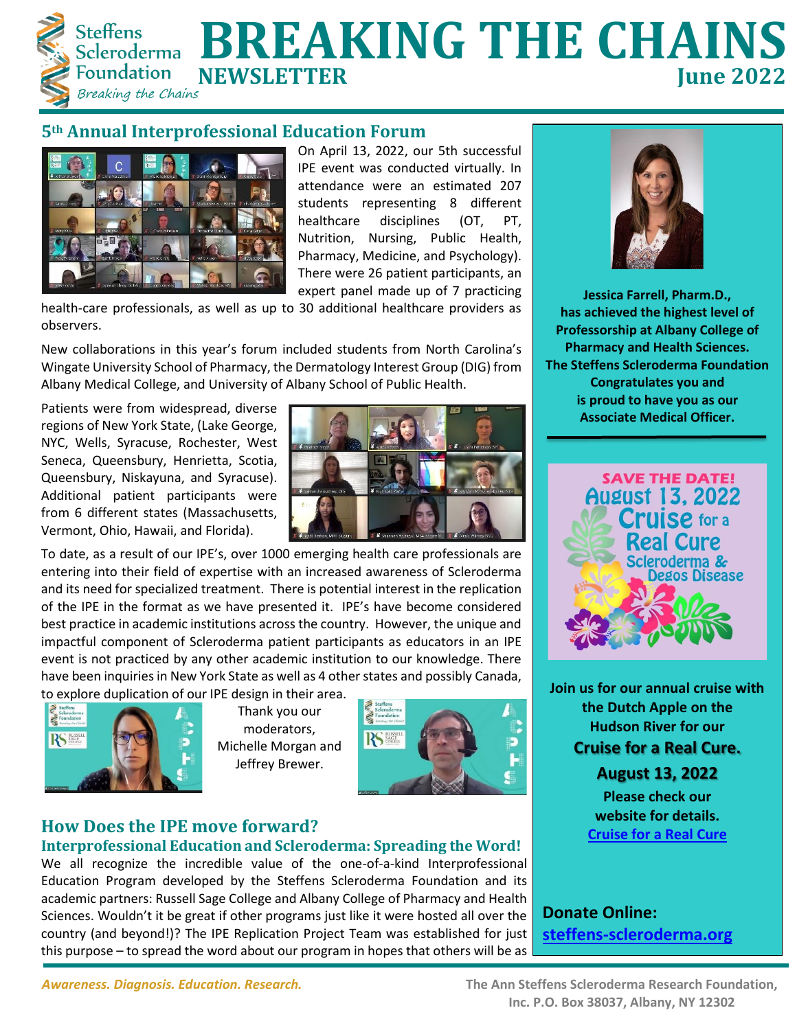# BREAKING THE CHAINS

**NEWSLETTER** **June 2022**

Steffens Scleroderma Foundation *Breaking the Chains*

## 5th Annual Interprofessional Education Forum

On April 13, 2022, our 5th successful IPE event was conducted virtually. In attendance were an estimated 207 students representing 8 different healthcare disciplines (OT, PT, Nutrition, Nursing, Public Health, Pharmacy, Medicine, and Psychology). There were 26 patient participants, an expert panel made up of 7 practicing health-care professionals, as well as up to 30 additional healthcare providers as observers.

New collaborations in this year's forum included students from North Carolina's Wingate University School of Pharmacy, the Dermatology Interest Group (DIG) from Albany Medical College, and University of Albany School of Public Health.

Patients were from widespread, diverse regions of New York State, (Lake George, NYC, Wells, Syracuse, Rochester, West Seneca, Queensbury, Henrietta, Scotia, Queensbury, Niskayuna, and Syracuse). Additional patient participants were from 6 different states (Massachusetts, Vermont, Ohio, Hawaii, and Florida).

To date, as a result of our IPE's, over 1000 emerging health care professionals are entering into their field of expertise with an increased awareness of Scleroderma and its need for specialized treatment. There is potential interest in the replication of the IPE in the format as we have presented it. IPE's have become considered best practice in academic institutions across the country. However, the unique and impactful component of Scleroderma patient participants as educators in an IPE event is not practiced by any other academic institution to our knowledge. There have been inquiries in New York State as well as 4 other states and possibly Canada, to explore duplication of our IPE design in their area.

Thank you our moderators, Michelle Morgan and Jeffrey Brewer.

## How Does the IPE move forward?

### Interprofessional Education and Scleroderma: Spreading the Word!

We all recognize the incredible value of the one-of-a-kind Interprofessional Education Program developed by the Steffens Scleroderma Foundation and its academic partners: Russell Sage College and Albany College of Pharmacy and Health Sciences. Wouldn't it be great if other programs just like it were hosted all over the country (and beyond!)? The IPE Replication Project Team was established for just this purpose – to spread the word about our program in hopes that others will be as

---

**Jessica Farrell, Pharm.D., has achieved the highest level of Professorship at Albany College of Pharmacy and Health Sciences. The Steffens Scleroderma Foundation Congratulates you and is proud to have you as our Associate Medical Officer.**

---

SAVE THE DATE!
August 13, 2022
Cruise for a Real Cure
Scleroderma & Degos Disease

**Join us for our annual cruise with the Dutch Apple on the Hudson River for our**

**Cruise for a Real Cure.**

**August 13, 2022**

**Please check our website for details.**

**[Cruise for a Real Cure]**

**Donate Online:**
**[steffens-scleroderma.org]**

---

*Awareness. Diagnosis. Education. Research.*

**The Ann Steffens Scleroderma Research Foundation, Inc. P.O. Box 38037, Albany, NY 12302**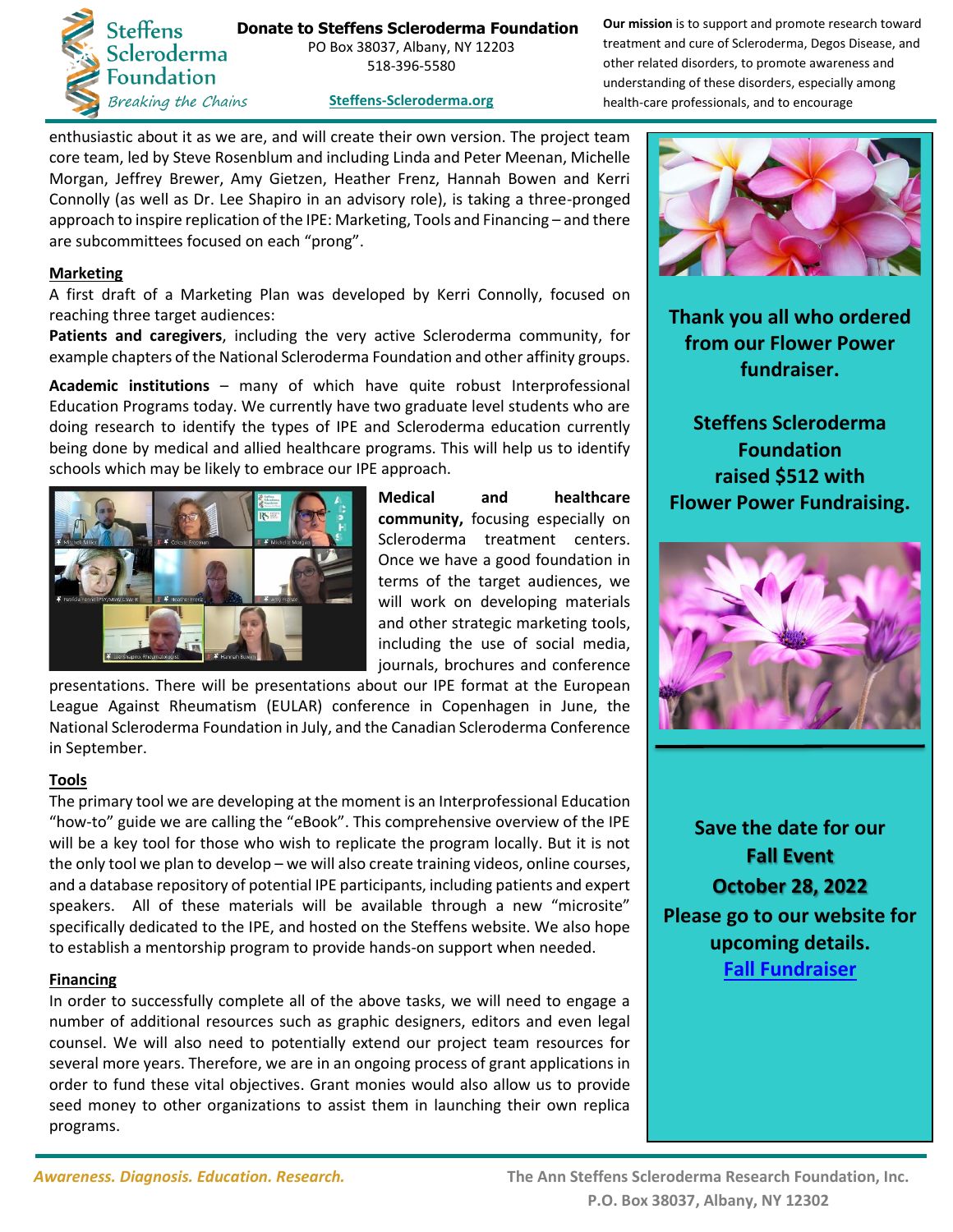enthusiastic about it as we are, and will create their own version. The project team core team, led by Steve Rosenblum and including Linda and Peter Meenan, Michelle Morgan, Jeffrey Brewer, Amy Gietzen, Heather Frenz, Hannah Bowen and Kerri Connolly (as well as Dr. Lee Shapiro in an advisory role), is taking a three-pronged approach to inspire replication of the IPE: Marketing, Tools and Financing – and there are subcommittees focused on each "prong".

**Marketing**

A first draft of a Marketing Plan was developed by Kerri Connolly, focused on reaching three target audiences:

**Patients and caregivers**, including the very active Scleroderma community, for example chapters of the National Scleroderma Foundation and other affinity groups.

**Academic institutions** – many of which have quite robust Interprofessional Education Programs today. We currently have two graduate level students who are doing research to identify the types of IPE and Scleroderma education currently being done by medical and allied healthcare programs. This will help us to identify schools which may be likely to embrace our IPE approach.

**Medical and healthcare community,** focusing especially on Scleroderma treatment centers. Once we have a good foundation in terms of the target audiences, we will work on developing materials and other strategic marketing tools, including the use of social media, journals, brochures and conference presentations. There will be presentations about our IPE format at the European League Against Rheumatism (EULAR) conference in Copenhagen in June, the National Scleroderma Foundation in July, and the Canadian Scleroderma Conference in September.

**Tools**

The primary tool we are developing at the moment is an Interprofessional Education "how-to" guide we are calling the "eBook". This comprehensive overview of the IPE will be a key tool for those who wish to replicate the program locally. But it is not the only tool we plan to develop – we will also create training videos, online courses, and a database repository of potential IPE participants, including patients and expert speakers. All of these materials will be available through a new "microsite" specifically dedicated to the IPE, and hosted on the Steffens website. We also hope to establish a mentorship program to provide hands-on support when needed.

**Financing**

In order to successfully complete all of the above tasks, we will need to engage a number of additional resources such as graphic designers, editors and even legal counsel. We will also need to potentially extend our project team resources for several more years. Therefore, we are in an ongoing process of grant applications in order to fund these vital objectives. Grant monies would also allow us to provide seed money to other organizations to assist them in launching their own replica programs.

**Thank you all who ordered from our Flower Power fundraiser.**

**Steffens Scleroderma Foundation raised $512 with Flower Power Fundraising.**

**Save the date for our Fall Event**

**October 28, 2022**

**Please go to our website for upcoming details.**

**Fall Fundraiser**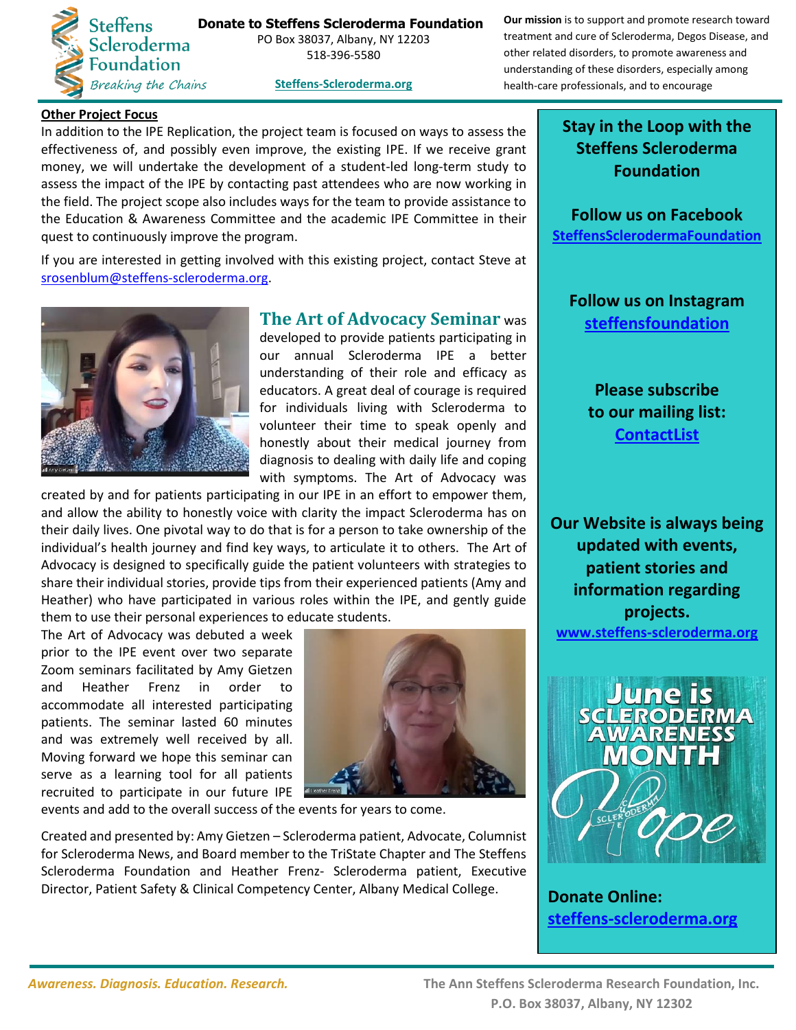**Donate to Steffens Scleroderma Foundation**
PO Box 38037, Albany, NY 12203
518-396-5580

Steffens-Scleroderma.org

**Our mission** is to support and promote research toward treatment and cure of Scleroderma, Degos Disease, and other related disorders, to promote awareness and understanding of these disorders, especially among health-care professionals, and to encourage

## Other Project Focus

In addition to the IPE Replication, the project team is focused on ways to assess the effectiveness of, and possibly even improve, the existing IPE. If we receive grant money, we will undertake the development of a student-led long-term study to assess the impact of the IPE by contacting past attendees who are now working in the field. The project scope also includes ways for the team to provide assistance to the Education & Awareness Committee and the academic IPE Committee in their quest to continuously improve the program.

If you are interested in getting involved with this existing project, contact Steve at srosenblum@steffens-scleroderma.org.

**The Art of Advocacy Seminar** was developed to provide patients participating in our annual Scleroderma IPE a better understanding of their role and efficacy as educators. A great deal of courage is required for individuals living with Scleroderma to volunteer their time to speak openly and honestly about their medical journey from diagnosis to dealing with daily life and coping with symptoms. The Art of Advocacy was created by and for patients participating in our IPE in an effort to empower them, and allow the ability to honestly voice with clarity the impact Scleroderma has on their daily lives. One pivotal way to do that is for a person to take ownership of the individual's health journey and find key ways, to articulate it to others. The Art of Advocacy is designed to specifically guide the patient volunteers with strategies to share their individual stories, provide tips from their experienced patients (Amy and Heather) who have participated in various roles within the IPE, and gently guide them to use their personal experiences to educate students.

The Art of Advocacy was debuted a week prior to the IPE event over two separate Zoom seminars facilitated by Amy Gietzen and Heather Frenz in order to accommodate all interested participating patients. The seminar lasted 60 minutes and was extremely well received by all. Moving forward we hope this seminar can serve as a learning tool for all patients recruited to participate in our future IPE events and add to the overall success of the events for years to come.

Created and presented by: Amy Gietzen – Scleroderma patient, Advocate, Columnist for Scleroderma News, and Board member to the TriState Chapter and The Steffens Scleroderma Foundation and Heather Frenz- Scleroderma patient, Executive Director, Patient Safety & Clinical Competency Center, Albany Medical College.

**Stay in the Loop with the Steffens Scleroderma Foundation**

**Follow us on Facebook**
SteffensSclerodermaFoundation

**Follow us on Instagram**
steffensfoundation

**Please subscribe to our mailing list:**
ContactList

**Our Website is always being updated with events, patient stories and information regarding projects.**
www.steffens-scleroderma.org

June is SCLERODERMA AWARENESS MONTH
Hope

**Donate Online:**
steffens-scleroderma.org

*Awareness. Diagnosis. Education. Research.*

**The Ann Steffens Scleroderma Research Foundation, Inc.**
**P.O. Box 38037, Albany, NY 12302**